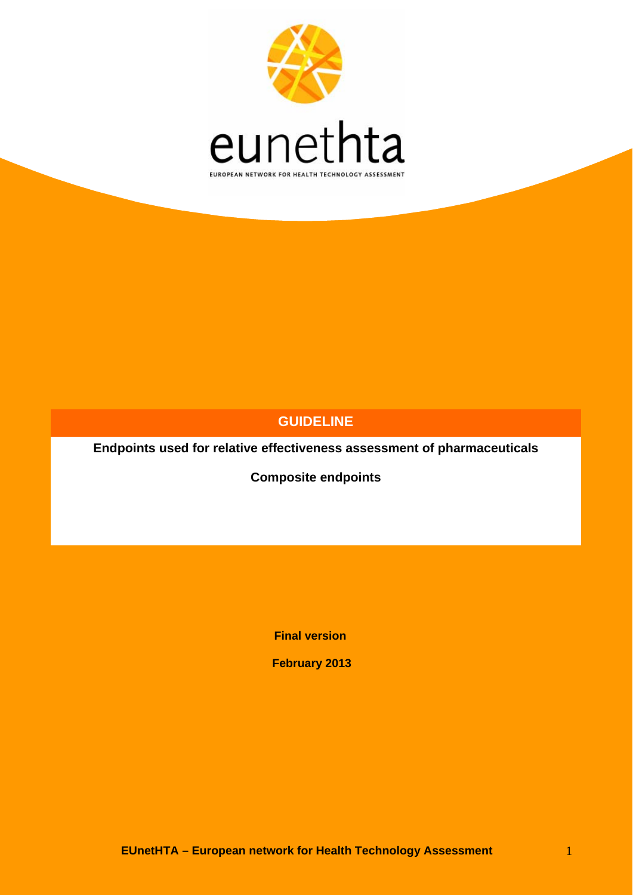eunethta

EUROPEAN NETWORK FOR HEALTH TECHNOLOGY ASSESSMENT

# GUIDELINE

**Endpoints used for relative effectiveness assessment of pharmaceuticals**

**Composite endpoints**

**Final version**

**February 2013**

**EUnetHTA – European network for Health Technology Assessment**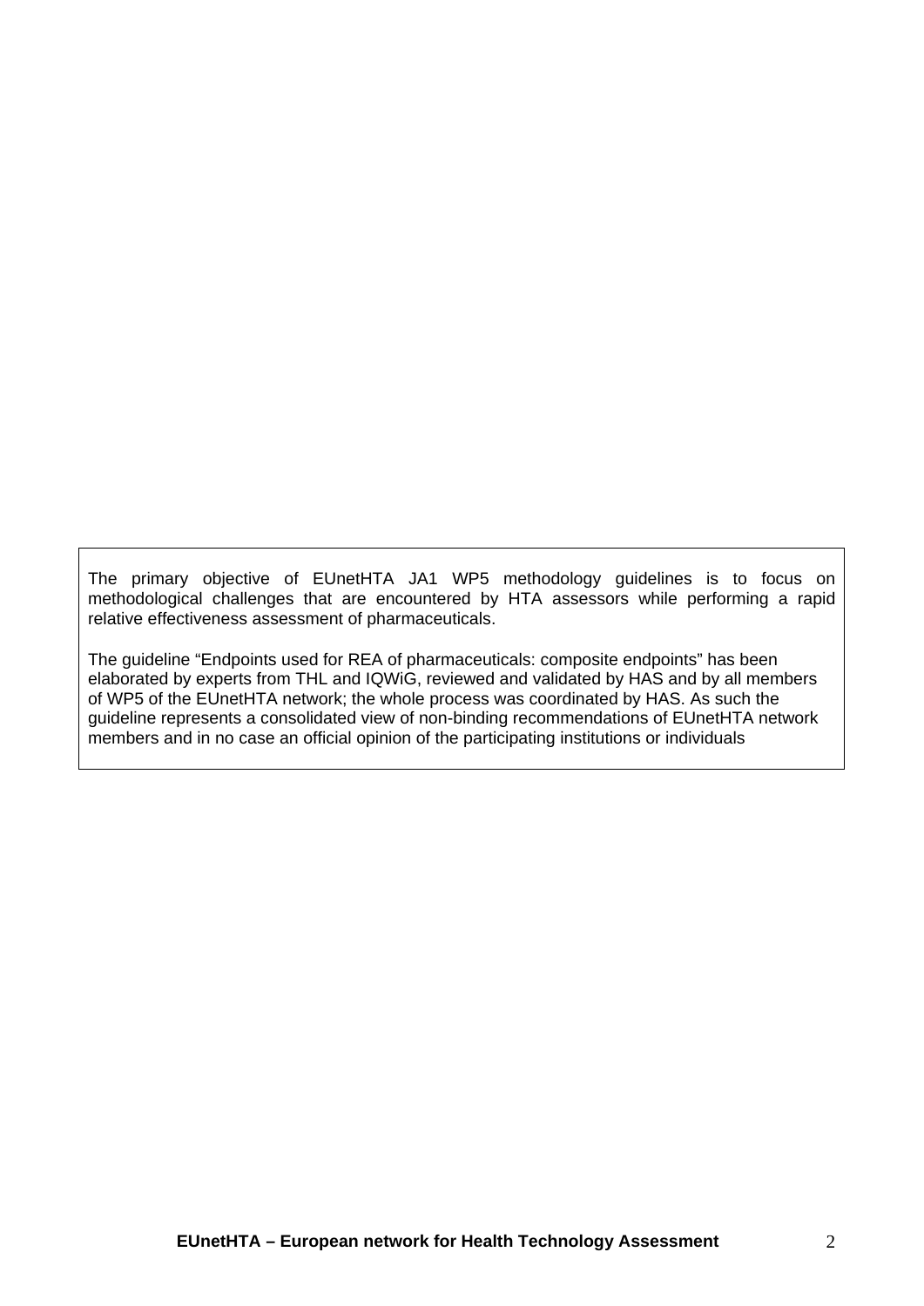The primary objective of EUnetHTA JA1 WP5 methodology guidelines is to focus on methodological challenges that are encountered by HTA assessors while performing a rapid relative effectiveness assessment of pharmaceuticals.

The guideline “Endpoints used for REA of pharmaceuticals: composite endpoints” has been elaborated by experts from THL and IQWiG, reviewed and validated by HAS and by all members of WP5 of the EUnetHTA network; the whole process was coordinated by HAS. As such the guideline represents a consolidated view of non-binding recommendations of EUnetHTA network members and in no case an official opinion of the participating institutions or individuals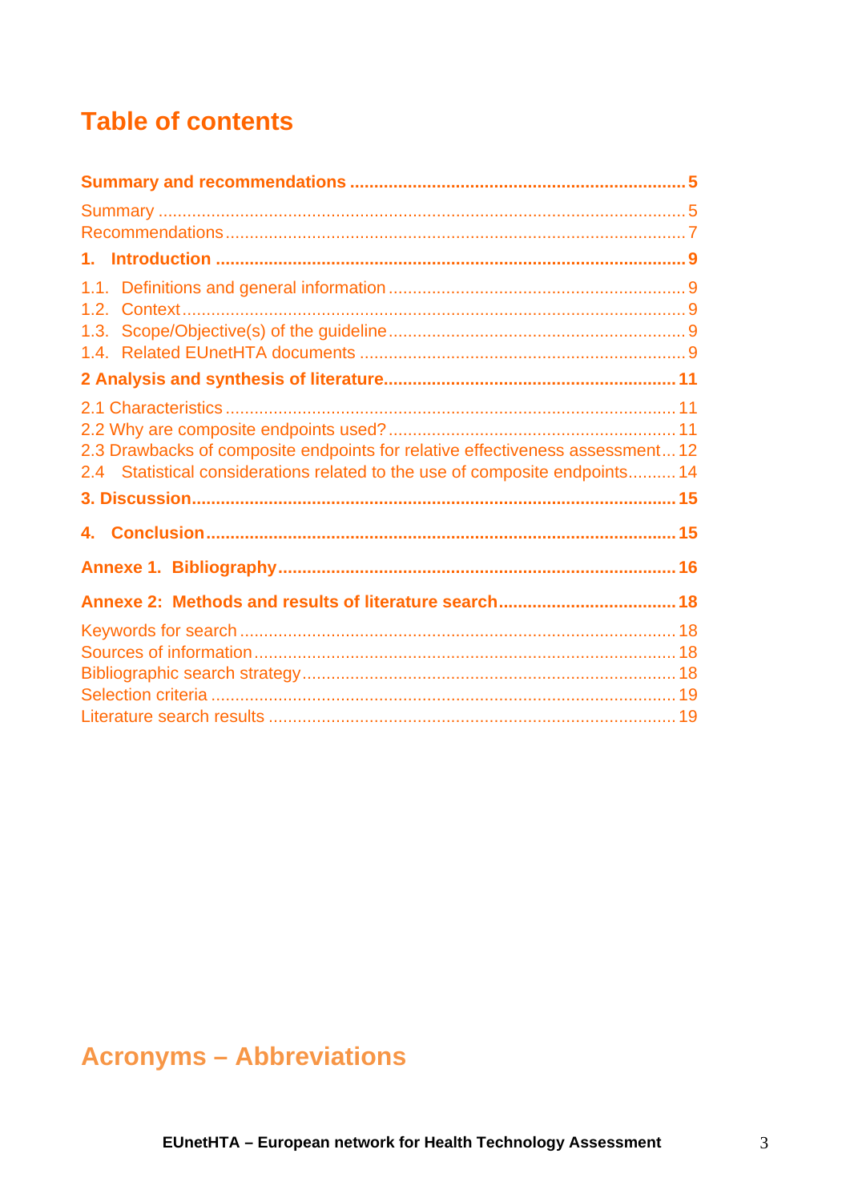# Table of contents

**Summary and recommendations** ..... 5

Summary ..... 5
Recommendations ..... 7

**1. Introduction** ..... 9

1.1. Definitions and general information ..... 9
1.2. Context ..... 9
1.3. Scope/Objective(s) of the guideline ..... 9
1.4. Related EUnetHTA documents ..... 9

**2 Analysis and synthesis of literature** ..... 11

2.1 Characteristics ..... 11
2.2 Why are composite endpoints used? ..... 11
2.3 Drawbacks of composite endpoints for relative effectiveness assessment ..... 12
2.4 Statistical considerations related to the use of composite endpoints ..... 14

**3. Discussion** ..... 15

**4. Conclusion** ..... 15

**Annexe 1. Bibliography** ..... 16

**Annexe 2: Methods and results of literature search** ..... 18

Keywords for search ..... 18
Sources of information ..... 18
Bibliographic search strategy ..... 18
Selection criteria ..... 19
Literature search results ..... 19

# Acronyms – Abbreviations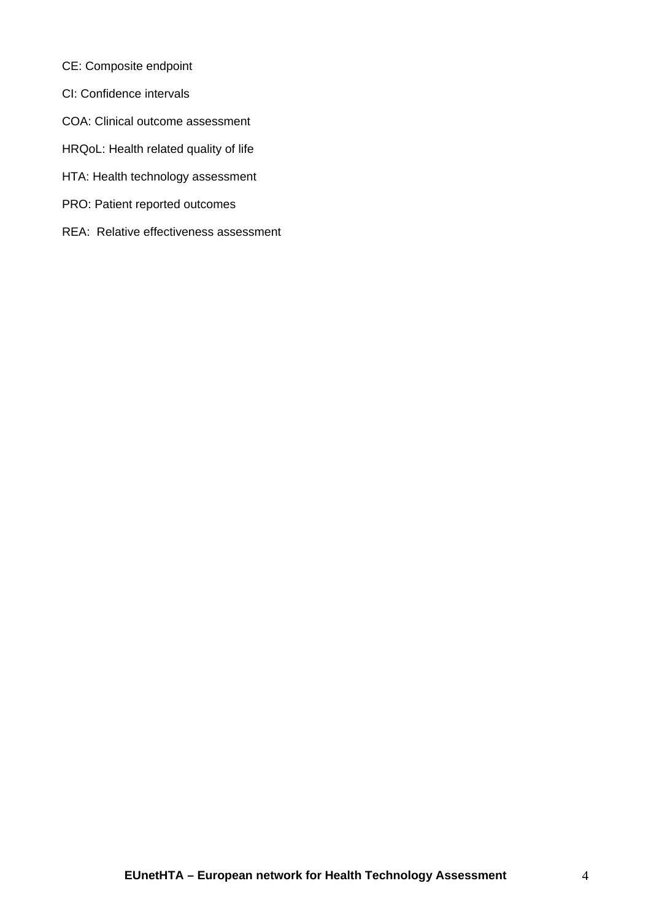CE: Composite endpoint

CI: Confidence intervals

COA: Clinical outcome assessment

HRQoL: Health related quality of life

HTA: Health technology assessment

PRO: Patient reported outcomes

REA: Relative effectiveness assessment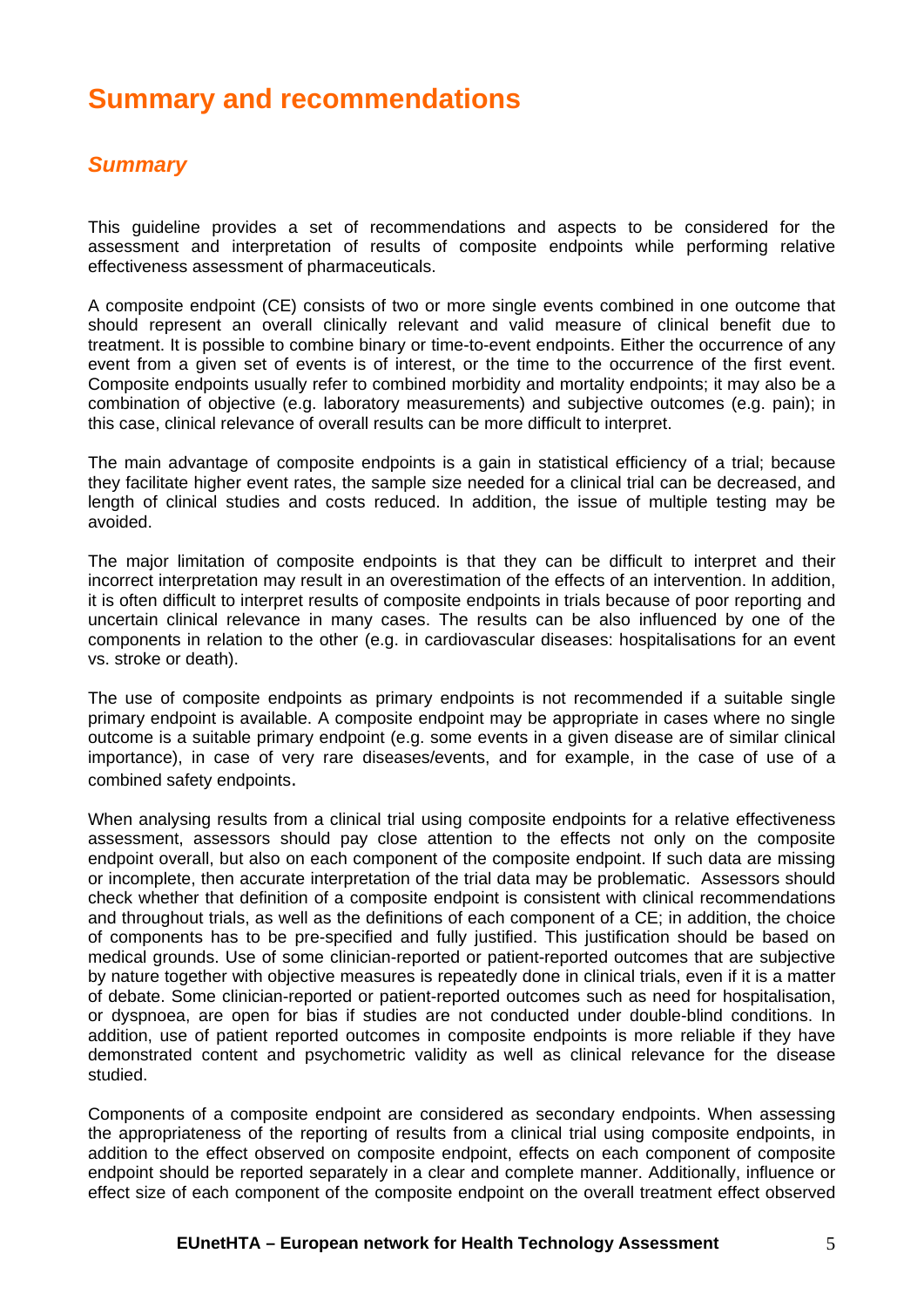# Summary and recommendations

## *Summary*

This guideline provides a set of recommendations and aspects to be considered for the assessment and interpretation of results of composite endpoints while performing relative effectiveness assessment of pharmaceuticals.

A composite endpoint (CE) consists of two or more single events combined in one outcome that should represent an overall clinically relevant and valid measure of clinical benefit due to treatment. It is possible to combine binary or time-to-event endpoints. Either the occurrence of any event from a given set of events is of interest, or the time to the occurrence of the first event. Composite endpoints usually refer to combined morbidity and mortality endpoints; it may also be a combination of objective (e.g. laboratory measurements) and subjective outcomes (e.g. pain); in this case, clinical relevance of overall results can be more difficult to interpret.

The main advantage of composite endpoints is a gain in statistical efficiency of a trial; because they facilitate higher event rates, the sample size needed for a clinical trial can be decreased, and length of clinical studies and costs reduced. In addition, the issue of multiple testing may be avoided.

The major limitation of composite endpoints is that they can be difficult to interpret and their incorrect interpretation may result in an overestimation of the effects of an intervention. In addition, it is often difficult to interpret results of composite endpoints in trials because of poor reporting and uncertain clinical relevance in many cases. The results can be also influenced by one of the components in relation to the other (e.g. in cardiovascular diseases: hospitalisations for an event vs. stroke or death).

The use of composite endpoints as primary endpoints is not recommended if a suitable single primary endpoint is available. A composite endpoint may be appropriate in cases where no single outcome is a suitable primary endpoint (e.g. some events in a given disease are of similar clinical importance), in case of very rare diseases/events, and for example, in the case of use of a combined safety endpoints.

When analysing results from a clinical trial using composite endpoints for a relative effectiveness assessment, assessors should pay close attention to the effects not only on the composite endpoint overall, but also on each component of the composite endpoint. If such data are missing or incomplete, then accurate interpretation of the trial data may be problematic. Assessors should check whether that definition of a composite endpoint is consistent with clinical recommendations and throughout trials, as well as the definitions of each component of a CE; in addition, the choice of components has to be pre-specified and fully justified. This justification should be based on medical grounds. Use of some clinician-reported or patient-reported outcomes that are subjective by nature together with objective measures is repeatedly done in clinical trials, even if it is a matter of debate. Some clinician-reported or patient-reported outcomes such as need for hospitalisation, or dyspnoea, are open for bias if studies are not conducted under double-blind conditions. In addition, use of patient reported outcomes in composite endpoints is more reliable if they have demonstrated content and psychometric validity as well as clinical relevance for the disease studied.

Components of a composite endpoint are considered as secondary endpoints. When assessing the appropriateness of the reporting of results from a clinical trial using composite endpoints, in addition to the effect observed on composite endpoint, effects on each component of composite endpoint should be reported separately in a clear and complete manner. Additionally, influence or effect size of each component of the composite endpoint on the overall treatment effect observed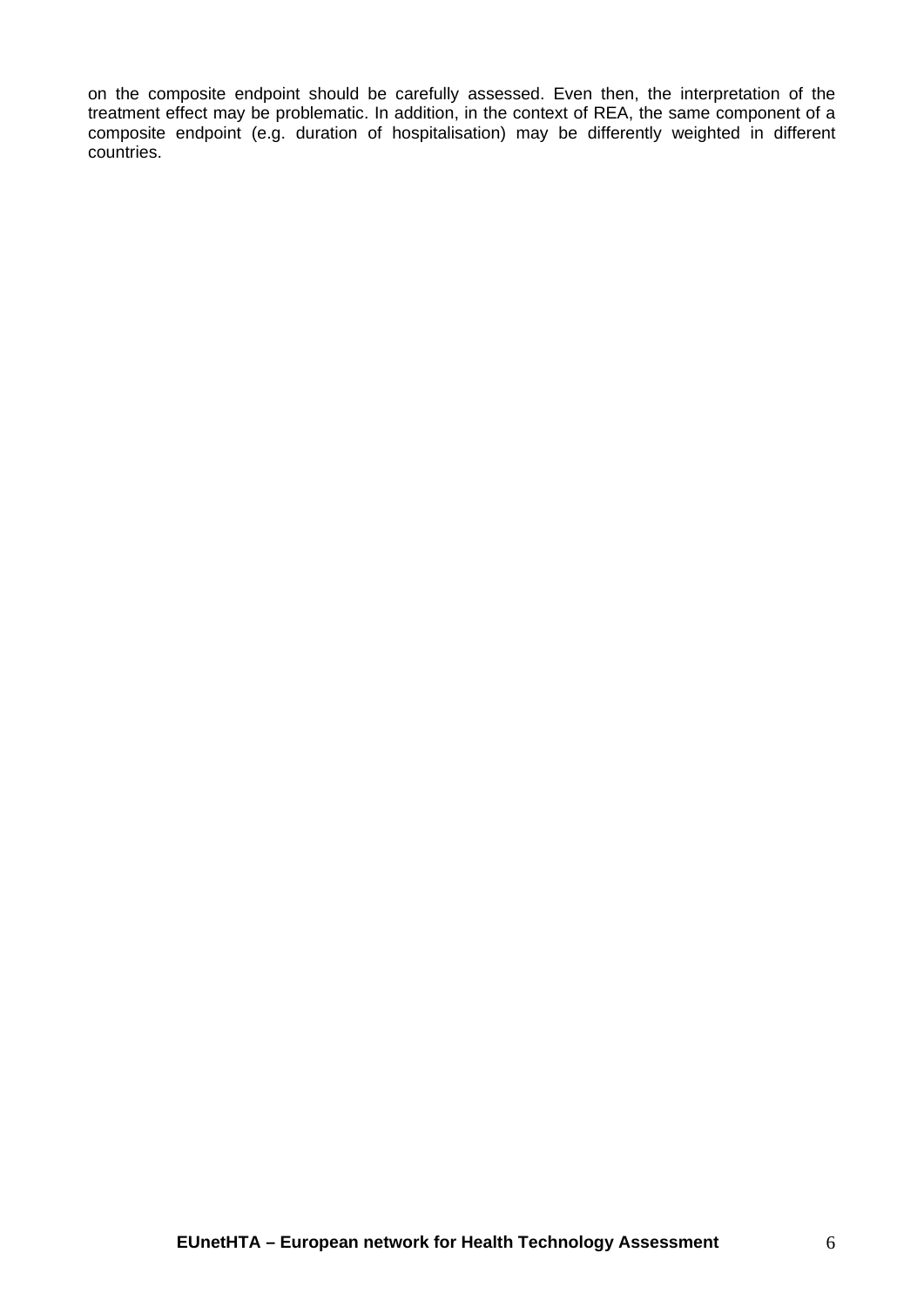on the composite endpoint should be carefully assessed. Even then, the interpretation of the treatment effect may be problematic. In addition, in the context of REA, the same component of a composite endpoint (e.g. duration of hospitalisation) may be differently weighted in different countries.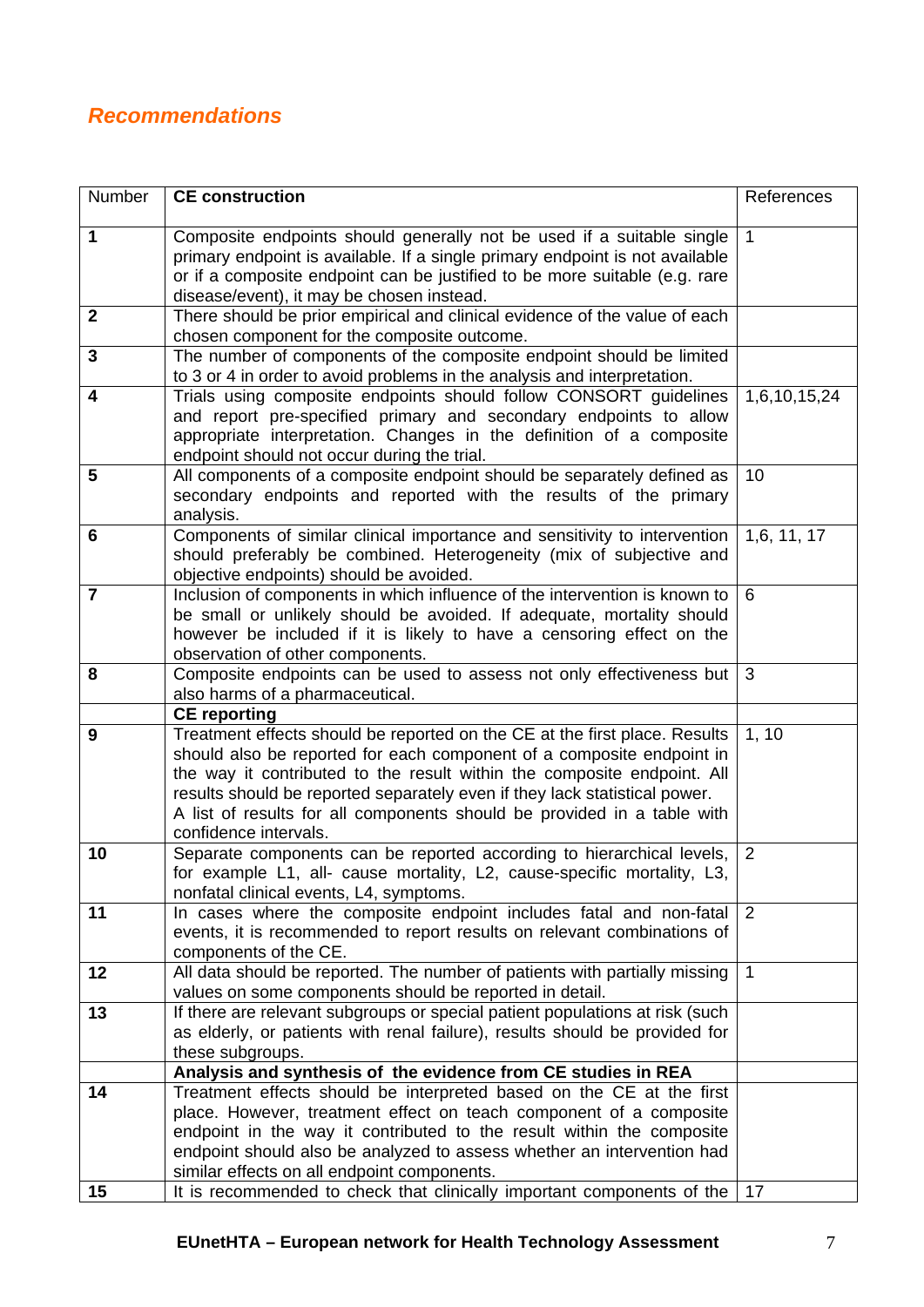## *Recommendations*

| Number | **CE construction** | References |
|---|---|---|
| **1** | Composite endpoints should generally not be used if a suitable single primary endpoint is available. If a single primary endpoint is not available or if a composite endpoint can be justified to be more suitable (e.g. rare disease/event), it may be chosen instead. | 1 |
| **2** | There should be prior empirical and clinical evidence of the value of each chosen component for the composite outcome. | |
| **3** | The number of components of the composite endpoint should be limited to 3 or 4 in order to avoid problems in the analysis and interpretation. | |
| **4** | Trials using composite endpoints should follow CONSORT guidelines and report pre-specified primary and secondary endpoints to allow appropriate interpretation. Changes in the definition of a composite endpoint should not occur during the trial. | 1,6,10,15,24 |
| **5** | All components of a composite endpoint should be separately defined as secondary endpoints and reported with the results of the primary analysis. | 10 |
| **6** | Components of similar clinical importance and sensitivity to intervention should preferably be combined. Heterogeneity (mix of subjective and objective endpoints) should be avoided. | 1,6, 11, 17 |
| **7** | Inclusion of components in which influence of the intervention is known to be small or unlikely should be avoided. If adequate, mortality should however be included if it is likely to have a censoring effect on the observation of other components. | 6 |
| **8** | Composite endpoints can be used to assess not only effectiveness but also harms of a pharmaceutical. | 3 |
| | **CE reporting** | |
| **9** | Treatment effects should be reported on the CE at the first place. Results should also be reported for each component of a composite endpoint in the way it contributed to the result within the composite endpoint. All results should be reported separately even if they lack statistical power. A list of results for all components should be provided in a table with confidence intervals. | 1, 10 |
| **10** | Separate components can be reported according to hierarchical levels, for example L1, all- cause mortality, L2, cause-specific mortality, L3, nonfatal clinical events, L4, symptoms. | 2 |
| **11** | In cases where the composite endpoint includes fatal and non-fatal events, it is recommended to report results on relevant combinations of components of the CE. | 2 |
| **12** | All data should be reported. The number of patients with partially missing values on some components should be reported in detail. | 1 |
| **13** | If there are relevant subgroups or special patient populations at risk (such as elderly, or patients with renal failure), results should be provided for these subgroups. | |
| | **Analysis and synthesis of the evidence from CE studies in REA** | |
| **14** | Treatment effects should be interpreted based on the CE at the first place. However, treatment effect on teach component of a composite endpoint in the way it contributed to the result within the composite endpoint should also be analyzed to assess whether an intervention had similar effects on all endpoint components. | |
| **15** | It is recommended to check that clinically important components of the | 17 |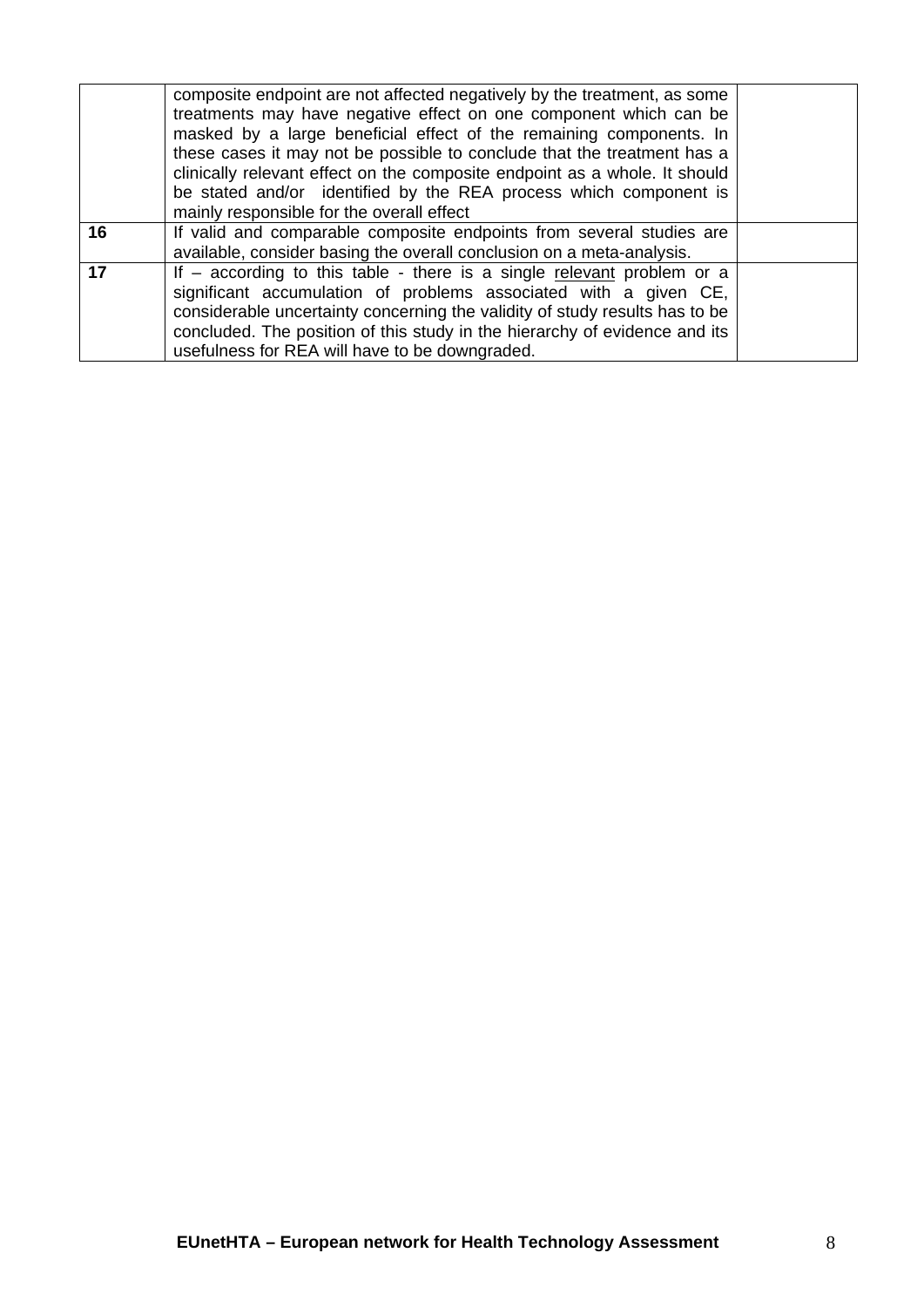| | | |
|---|---|---|
| | composite endpoint are not affected negatively by the treatment, as some treatments may have negative effect on one component which can be masked by a large beneficial effect of the remaining components. In these cases it may not be possible to conclude that the treatment has a clinically relevant effect on the composite endpoint as a whole. It should be stated and/or identified by the REA process which component is mainly responsible for the overall effect | |
| **16** | If valid and comparable composite endpoints from several studies are available, consider basing the overall conclusion on a meta-analysis. | |
| **17** | If – according to this table - there is a single <u>relevant</u> problem or a significant accumulation of problems associated with a given CE, considerable uncertainty concerning the validity of study results has to be concluded. The position of this study in the hierarchy of evidence and its usefulness for REA will have to be downgraded. | |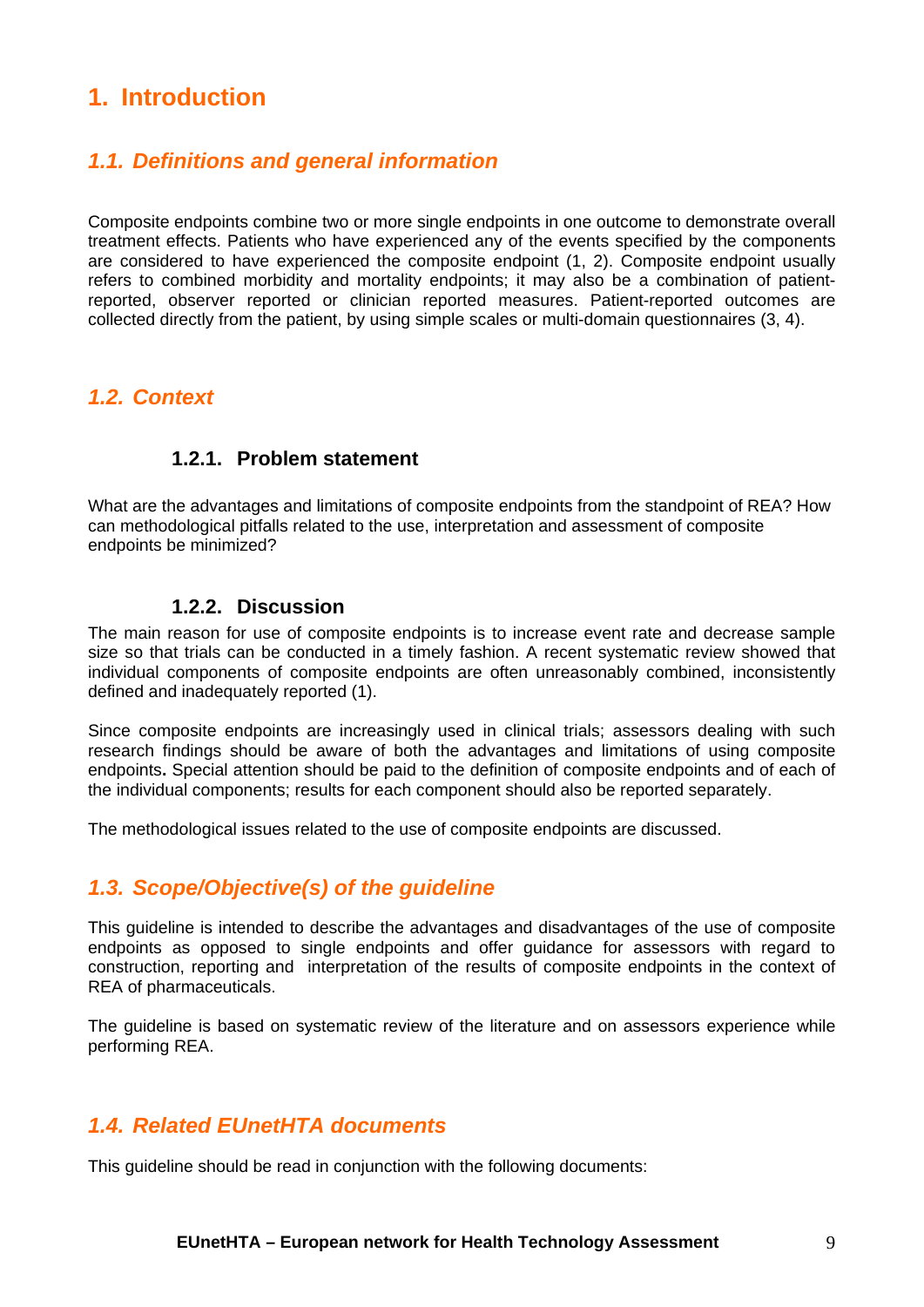# 1. Introduction

## *1.1. Definitions and general information*

Composite endpoints combine two or more single endpoints in one outcome to demonstrate overall treatment effects. Patients who have experienced any of the events specified by the components are considered to have experienced the composite endpoint (1, 2). Composite endpoint usually refers to combined morbidity and mortality endpoints; it may also be a combination of patient-reported, observer reported or clinician reported measures. Patient-reported outcomes are collected directly from the patient, by using simple scales or multi-domain questionnaires (3, 4).

## *1.2. Context*

### 1.2.1. Problem statement

What are the advantages and limitations of composite endpoints from the standpoint of REA? How can methodological pitfalls related to the use, interpretation and assessment of composite endpoints be minimized?

### 1.2.2. Discussion

The main reason for use of composite endpoints is to increase event rate and decrease sample size so that trials can be conducted in a timely fashion. A recent systematic review showed that individual components of composite endpoints are often unreasonably combined, inconsistently defined and inadequately reported (1).

Since composite endpoints are increasingly used in clinical trials; assessors dealing with such research findings should be aware of both the advantages and limitations of using composite endpoints**.** Special attention should be paid to the definition of composite endpoints and of each of the individual components; results for each component should also be reported separately.

The methodological issues related to the use of composite endpoints are discussed.

## *1.3. Scope/Objective(s) of the guideline*

This guideline is intended to describe the advantages and disadvantages of the use of composite endpoints as opposed to single endpoints and offer guidance for assessors with regard to construction, reporting and interpretation of the results of composite endpoints in the context of REA of pharmaceuticals.

The guideline is based on systematic review of the literature and on assessors experience while performing REA.

## *1.4. Related EUnetHTA documents*

This guideline should be read in conjunction with the following documents: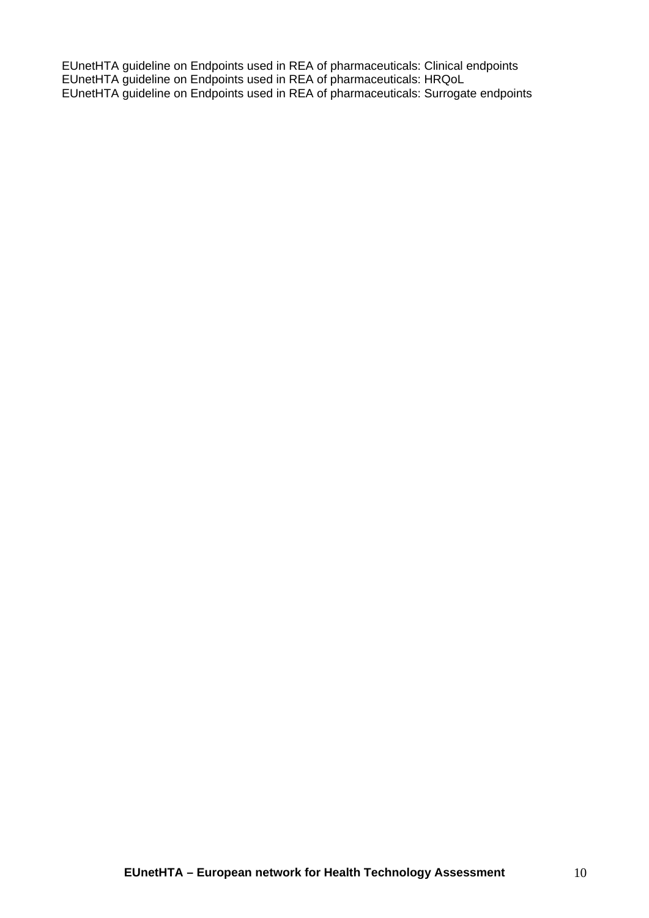EUnetHTA guideline on Endpoints used in REA of pharmaceuticals: Clinical endpoints
EUnetHTA guideline on Endpoints used in REA of pharmaceuticals: HRQoL
EUnetHTA guideline on Endpoints used in REA of pharmaceuticals: Surrogate endpoints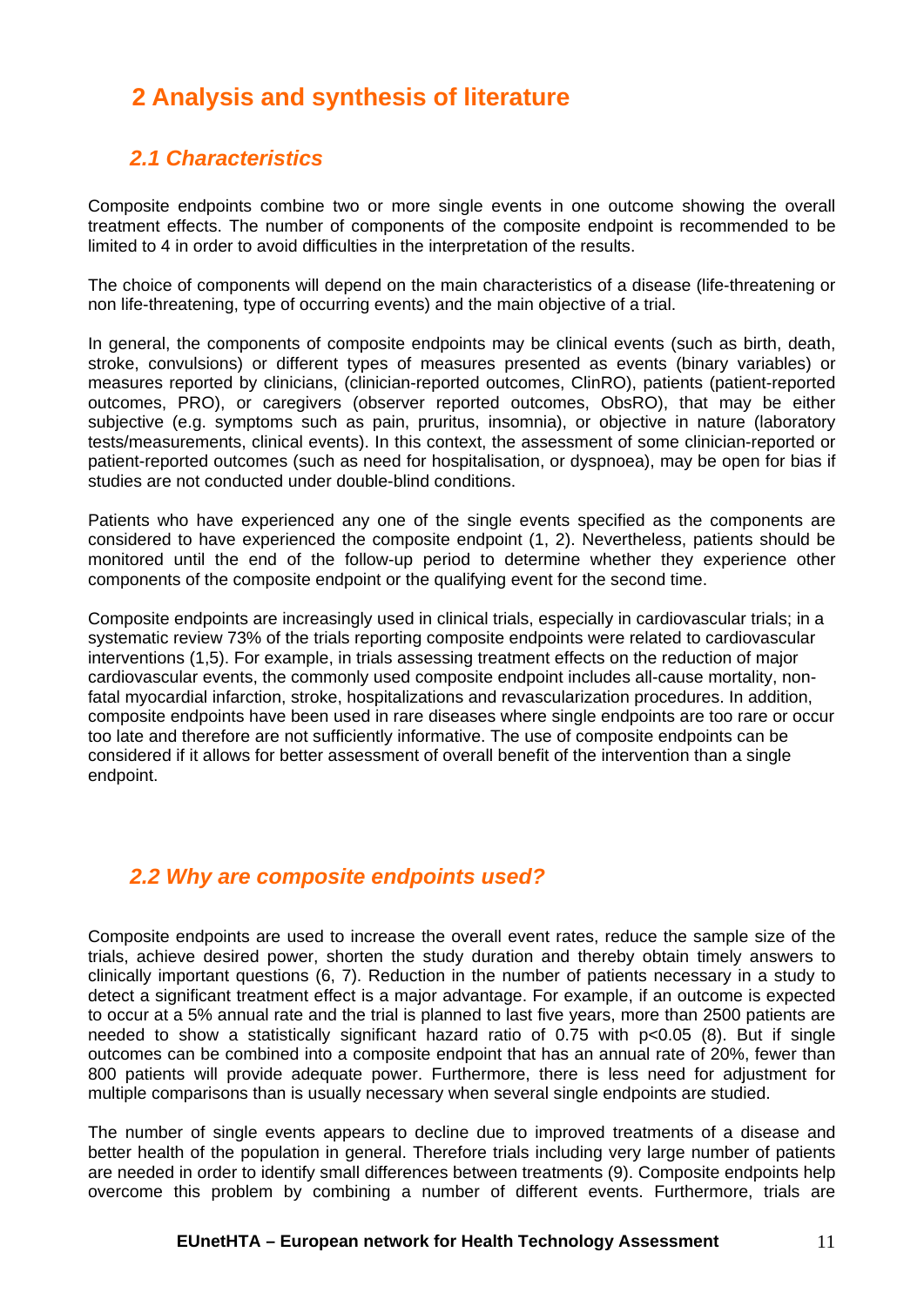## 2 Analysis and synthesis of literature

### 2.1 Characteristics

Composite endpoints combine two or more single events in one outcome showing the overall treatment effects. The number of components of the composite endpoint is recommended to be limited to 4 in order to avoid difficulties in the interpretation of the results.

The choice of components will depend on the main characteristics of a disease (life-threatening or non life-threatening, type of occurring events) and the main objective of a trial.

In general, the components of composite endpoints may be clinical events (such as birth, death, stroke, convulsions) or different types of measures presented as events (binary variables) or measures reported by clinicians, (clinician-reported outcomes, ClinRO), patients (patient-reported outcomes, PRO), or caregivers (observer reported outcomes, ObsRO), that may be either subjective (e.g. symptoms such as pain, pruritus, insomnia), or objective in nature (laboratory tests/measurements, clinical events). In this context, the assessment of some clinician-reported or patient-reported outcomes (such as need for hospitalisation, or dyspnoea), may be open for bias if studies are not conducted under double-blind conditions.

Patients who have experienced any one of the single events specified as the components are considered to have experienced the composite endpoint (1, 2). Nevertheless, patients should be monitored until the end of the follow-up period to determine whether they experience other components of the composite endpoint or the qualifying event for the second time.

Composite endpoints are increasingly used in clinical trials, especially in cardiovascular trials; in a systematic review 73% of the trials reporting composite endpoints were related to cardiovascular interventions (1,5). For example, in trials assessing treatment effects on the reduction of major cardiovascular events, the commonly used composite endpoint includes all-cause mortality, non-fatal myocardial infarction, stroke, hospitalizations and revascularization procedures. In addition, composite endpoints have been used in rare diseases where single endpoints are too rare or occur too late and therefore are not sufficiently informative. The use of composite endpoints can be considered if it allows for better assessment of overall benefit of the intervention than a single endpoint.

### 2.2 Why are composite endpoints used?

Composite endpoints are used to increase the overall event rates, reduce the sample size of the trials, achieve desired power, shorten the study duration and thereby obtain timely answers to clinically important questions (6, 7). Reduction in the number of patients necessary in a study to detect a significant treatment effect is a major advantage. For example, if an outcome is expected to occur at a 5% annual rate and the trial is planned to last five years, more than 2500 patients are needed to show a statistically significant hazard ratio of 0.75 with $p<0.05$ (8). But if single outcomes can be combined into a composite endpoint that has an annual rate of 20%, fewer than 800 patients will provide adequate power. Furthermore, there is less need for adjustment for multiple comparisons than is usually necessary when several single endpoints are studied.

The number of single events appears to decline due to improved treatments of a disease and better health of the population in general. Therefore trials including very large number of patients are needed in order to identify small differences between treatments (9). Composite endpoints help overcome this problem by combining a number of different events. Furthermore, trials are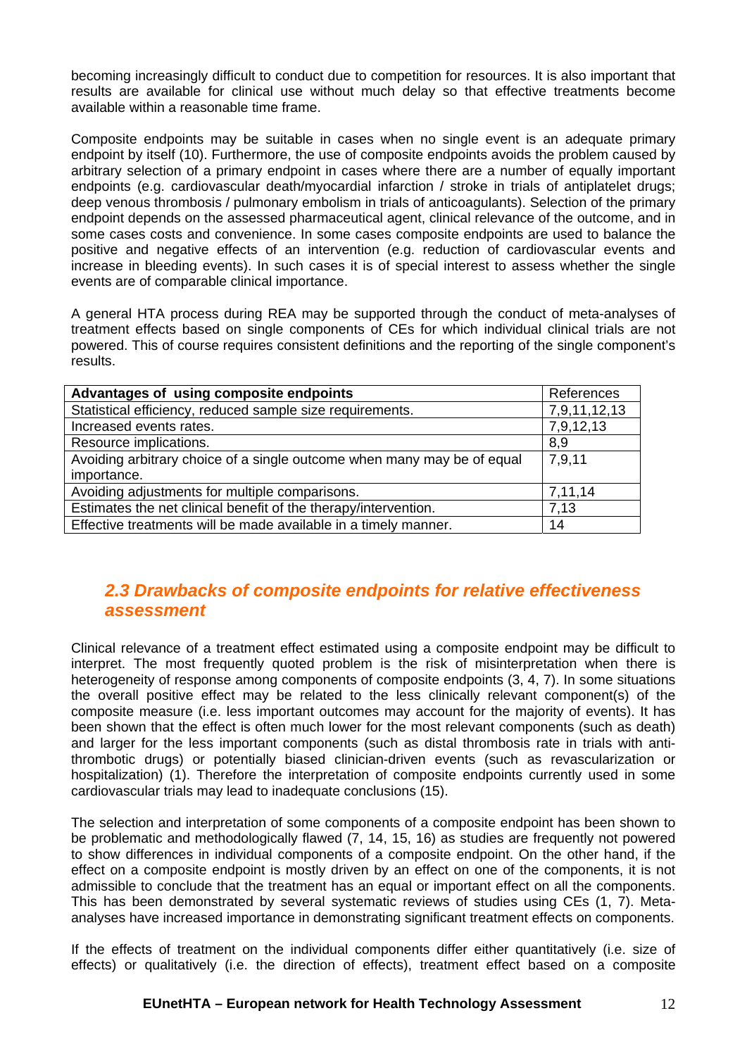becoming increasingly difficult to conduct due to competition for resources. It is also important that results are available for clinical use without much delay so that effective treatments become available within a reasonable time frame.

Composite endpoints may be suitable in cases when no single event is an adequate primary endpoint by itself (10). Furthermore, the use of composite endpoints avoids the problem caused by arbitrary selection of a primary endpoint in cases where there are a number of equally important endpoints (e.g. cardiovascular death/myocardial infarction / stroke in trials of antiplatelet drugs; deep venous thrombosis / pulmonary embolism in trials of anticoagulants). Selection of the primary endpoint depends on the assessed pharmaceutical agent, clinical relevance of the outcome, and in some cases costs and convenience. In some cases composite endpoints are used to balance the positive and negative effects of an intervention (e.g. reduction of cardiovascular events and increase in bleeding events). In such cases it is of special interest to assess whether the single events are of comparable clinical importance.

A general HTA process during REA may be supported through the conduct of meta-analyses of treatment effects based on single components of CEs for which individual clinical trials are not powered. This of course requires consistent definitions and the reporting of the single component's results.

| **Advantages of using composite endpoints** | References |
|---|---|
| Statistical efficiency, reduced sample size requirements. | 7,9,11,12,13 |
| Increased events rates. | 7,9,12,13 |
| Resource implications. | 8,9 |
| Avoiding arbitrary choice of a single outcome when many may be of equal importance. | 7,9,11 |
| Avoiding adjustments for multiple comparisons. | 7,11,14 |
| Estimates the net clinical benefit of the therapy/intervention. | 7,13 |
| Effective treatments will be made available in a timely manner. | 14 |

## *2.3 Drawbacks of composite endpoints for relative effectiveness assessment*

Clinical relevance of a treatment effect estimated using a composite endpoint may be difficult to interpret. The most frequently quoted problem is the risk of misinterpretation when there is heterogeneity of response among components of composite endpoints (3, 4, 7). In some situations the overall positive effect may be related to the less clinically relevant component(s) of the composite measure (i.e. less important outcomes may account for the majority of events). It has been shown that the effect is often much lower for the most relevant components (such as death) and larger for the less important components (such as distal thrombosis rate in trials with anti-thrombotic drugs) or potentially biased clinician-driven events (such as revascularization or hospitalization) (1). Therefore the interpretation of composite endpoints currently used in some cardiovascular trials may lead to inadequate conclusions (15).

The selection and interpretation of some components of a composite endpoint has been shown to be problematic and methodologically flawed (7, 14, 15, 16) as studies are frequently not powered to show differences in individual components of a composite endpoint. On the other hand, if the effect on a composite endpoint is mostly driven by an effect on one of the components, it is not admissible to conclude that the treatment has an equal or important effect on all the components. This has been demonstrated by several systematic reviews of studies using CEs (1, 7). Meta-analyses have increased importance in demonstrating significant treatment effects on components.

If the effects of treatment on the individual components differ either quantitatively (i.e. size of effects) or qualitatively (i.e. the direction of effects), treatment effect based on a composite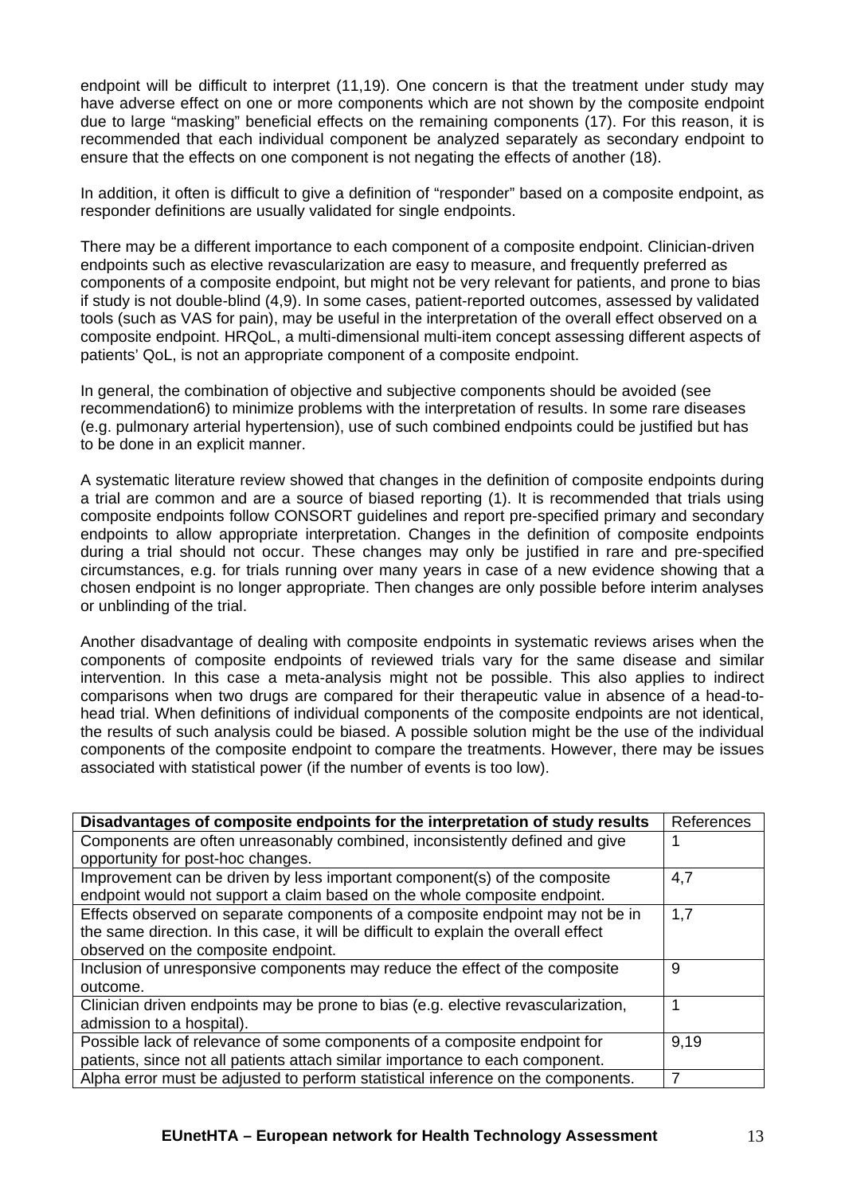endpoint will be difficult to interpret (11,19). One concern is that the treatment under study may have adverse effect on one or more components which are not shown by the composite endpoint due to large "masking" beneficial effects on the remaining components (17). For this reason, it is recommended that each individual component be analyzed separately as secondary endpoint to ensure that the effects on one component is not negating the effects of another (18).

In addition, it often is difficult to give a definition of "responder" based on a composite endpoint, as responder definitions are usually validated for single endpoints.

There may be a different importance to each component of a composite endpoint. Clinician-driven endpoints such as elective revascularization are easy to measure, and frequently preferred as components of a composite endpoint, but might not be very relevant for patients, and prone to bias if study is not double-blind (4,9). In some cases, patient-reported outcomes, assessed by validated tools (such as VAS for pain), may be useful in the interpretation of the overall effect observed on a composite endpoint. HRQoL, a multi-dimensional multi-item concept assessing different aspects of patients' QoL, is not an appropriate component of a composite endpoint.

In general, the combination of objective and subjective components should be avoided (see recommendation6) to minimize problems with the interpretation of results. In some rare diseases (e.g. pulmonary arterial hypertension), use of such combined endpoints could be justified but has to be done in an explicit manner.

A systematic literature review showed that changes in the definition of composite endpoints during a trial are common and are a source of biased reporting (1). It is recommended that trials using composite endpoints follow CONSORT guidelines and report pre-specified primary and secondary endpoints to allow appropriate interpretation. Changes in the definition of composite endpoints during a trial should not occur. These changes may only be justified in rare and pre-specified circumstances, e.g. for trials running over many years in case of a new evidence showing that a chosen endpoint is no longer appropriate. Then changes are only possible before interim analyses or unblinding of the trial.

Another disadvantage of dealing with composite endpoints in systematic reviews arises when the components of composite endpoints of reviewed trials vary for the same disease and similar intervention. In this case a meta-analysis might not be possible. This also applies to indirect comparisons when two drugs are compared for their therapeutic value in absence of a head-to-head trial. When definitions of individual components of the composite endpoints are not identical, the results of such analysis could be biased. A possible solution might be the use of the individual components of the composite endpoint to compare the treatments. However, there may be issues associated with statistical power (if the number of events is too low).

| **Disadvantages of composite endpoints for the interpretation of study results** | References |
|---|---|
| Components are often unreasonably combined, inconsistently defined and give opportunity for post-hoc changes. | 1 |
| Improvement can be driven by less important component(s) of the composite endpoint would not support a claim based on the whole composite endpoint. | 4,7 |
| Effects observed on separate components of a composite endpoint may not be in the same direction. In this case, it will be difficult to explain the overall effect observed on the composite endpoint. | 1,7 |
| Inclusion of unresponsive components may reduce the effect of the composite outcome. | 9 |
| Clinician driven endpoints may be prone to bias (e.g. elective revascularization, admission to a hospital). | 1 |
| Possible lack of relevance of some components of a composite endpoint for patients, since not all patients attach similar importance to each component. | 9,19 |
| Alpha error must be adjusted to perform statistical inference on the components. | 7 |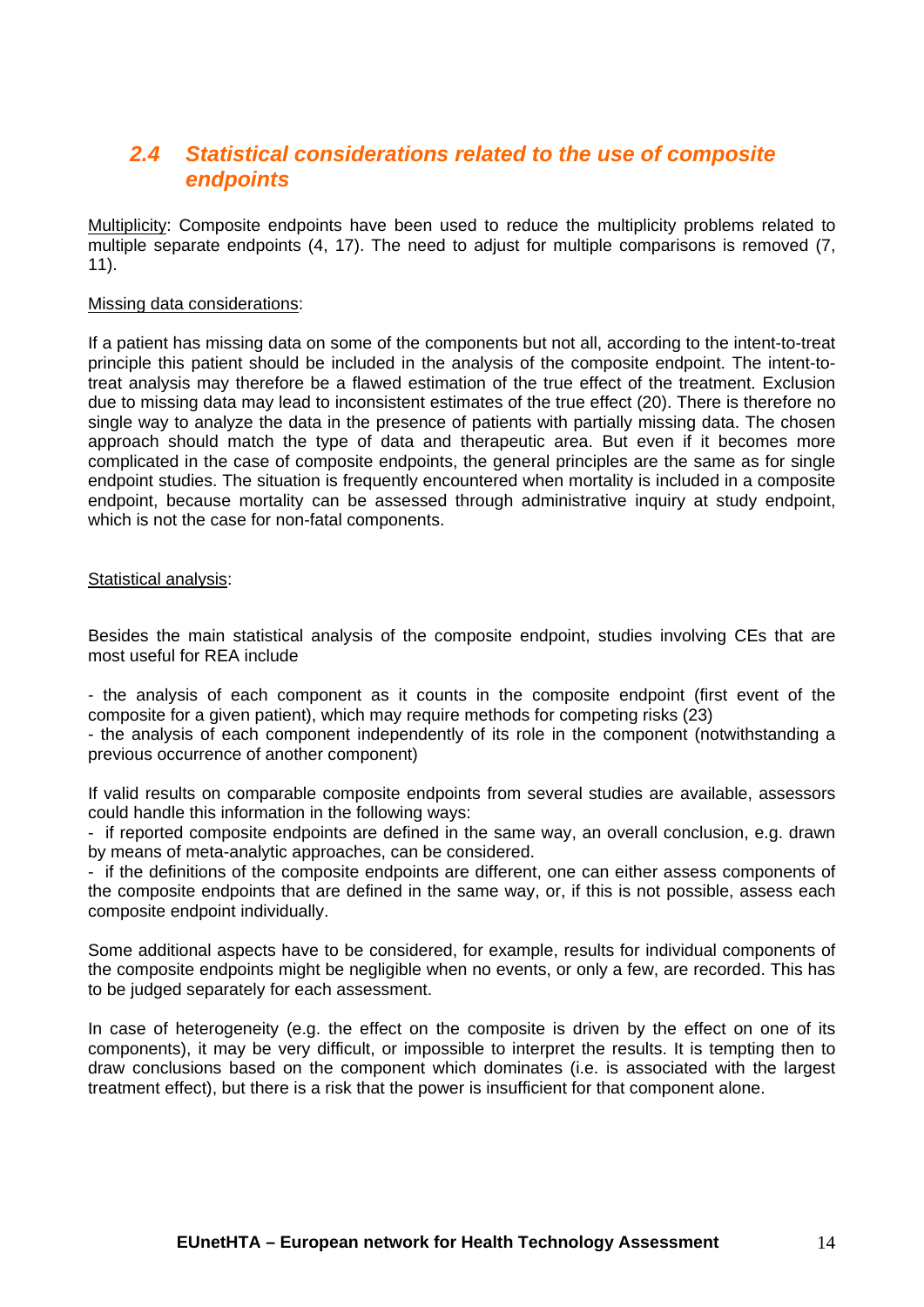## *2.4 Statistical considerations related to the use of composite endpoints*

Multiplicity: Composite endpoints have been used to reduce the multiplicity problems related to multiple separate endpoints (4, 17). The need to adjust for multiple comparisons is removed (7, 11).

Missing data considerations:

If a patient has missing data on some of the components but not all, according to the intent-to-treat principle this patient should be included in the analysis of the composite endpoint. The intent-to-treat analysis may therefore be a flawed estimation of the true effect of the treatment. Exclusion due to missing data may lead to inconsistent estimates of the true effect (20). There is therefore no single way to analyze the data in the presence of patients with partially missing data. The chosen approach should match the type of data and therapeutic area. But even if it becomes more complicated in the case of composite endpoints, the general principles are the same as for single endpoint studies. The situation is frequently encountered when mortality is included in a composite endpoint, because mortality can be assessed through administrative inquiry at study endpoint, which is not the case for non-fatal components.

Statistical analysis:

Besides the main statistical analysis of the composite endpoint, studies involving CEs that are most useful for REA include

- the analysis of each component as it counts in the composite endpoint (first event of the composite for a given patient), which may require methods for competing risks (23)
- the analysis of each component independently of its role in the component (notwithstanding a previous occurrence of another component)

If valid results on comparable composite endpoints from several studies are available, assessors could handle this information in the following ways:

- if reported composite endpoints are defined in the same way, an overall conclusion, e.g. drawn by means of meta-analytic approaches, can be considered.
- if the definitions of the composite endpoints are different, one can either assess components of the composite endpoints that are defined in the same way, or, if this is not possible, assess each composite endpoint individually.

Some additional aspects have to be considered, for example, results for individual components of the composite endpoints might be negligible when no events, or only a few, are recorded. This has to be judged separately for each assessment.

In case of heterogeneity (e.g. the effect on the composite is driven by the effect on one of its components), it may be very difficult, or impossible to interpret the results. It is tempting then to draw conclusions based on the component which dominates (i.e. is associated with the largest treatment effect), but there is a risk that the power is insufficient for that component alone.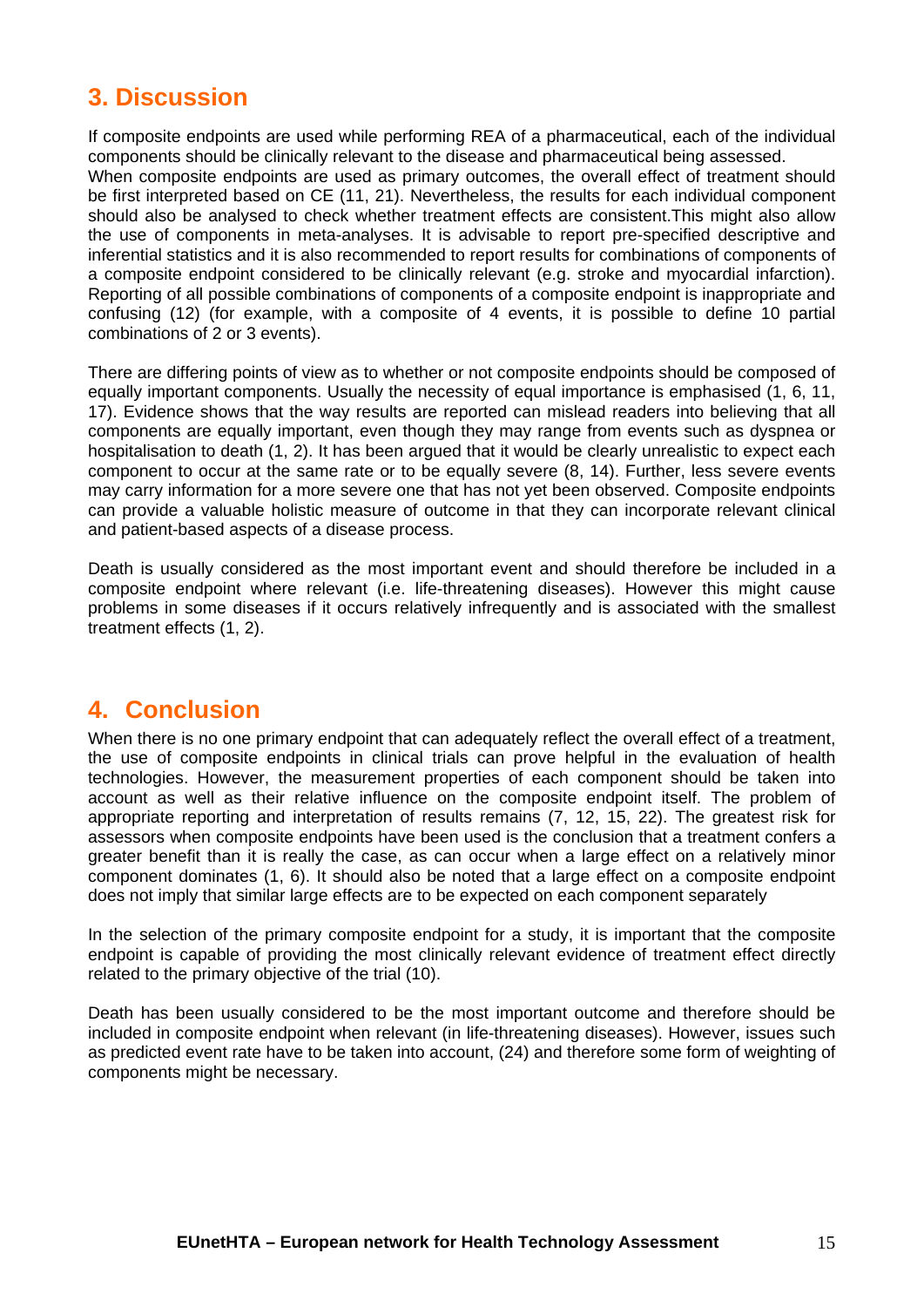# 3. Discussion

If composite endpoints are used while performing REA of a pharmaceutical, each of the individual components should be clinically relevant to the disease and pharmaceutical being assessed.
When composite endpoints are used as primary outcomes, the overall effect of treatment should be first interpreted based on CE (11, 21). Nevertheless, the results for each individual component should also be analysed to check whether treatment effects are consistent.This might also allow the use of components in meta-analyses. It is advisable to report pre-specified descriptive and inferential statistics and it is also recommended to report results for combinations of components of a composite endpoint considered to be clinically relevant (e.g. stroke and myocardial infarction). Reporting of all possible combinations of components of a composite endpoint is inappropriate and confusing (12) (for example, with a composite of 4 events, it is possible to define 10 partial combinations of 2 or 3 events).

There are differing points of view as to whether or not composite endpoints should be composed of equally important components. Usually the necessity of equal importance is emphasised (1, 6, 11, 17). Evidence shows that the way results are reported can mislead readers into believing that all components are equally important, even though they may range from events such as dyspnea or hospitalisation to death (1, 2). It has been argued that it would be clearly unrealistic to expect each component to occur at the same rate or to be equally severe (8, 14). Further, less severe events may carry information for a more severe one that has not yet been observed. Composite endpoints can provide a valuable holistic measure of outcome in that they can incorporate relevant clinical and patient-based aspects of a disease process.

Death is usually considered as the most important event and should therefore be included in a composite endpoint where relevant (i.e. life-threatening diseases). However this might cause problems in some diseases if it occurs relatively infrequently and is associated with the smallest treatment effects (1, 2).

# 4. Conclusion

When there is no one primary endpoint that can adequately reflect the overall effect of a treatment, the use of composite endpoints in clinical trials can prove helpful in the evaluation of health technologies. However, the measurement properties of each component should be taken into account as well as their relative influence on the composite endpoint itself. The problem of appropriate reporting and interpretation of results remains (7, 12, 15, 22). The greatest risk for assessors when composite endpoints have been used is the conclusion that a treatment confers a greater benefit than it is really the case, as can occur when a large effect on a relatively minor component dominates (1, 6). It should also be noted that a large effect on a composite endpoint does not imply that similar large effects are to be expected on each component separately

In the selection of the primary composite endpoint for a study, it is important that the composite endpoint is capable of providing the most clinically relevant evidence of treatment effect directly related to the primary objective of the trial (10).

Death has been usually considered to be the most important outcome and therefore should be included in composite endpoint when relevant (in life-threatening diseases). However, issues such as predicted event rate have to be taken into account, (24) and therefore some form of weighting of components might be necessary.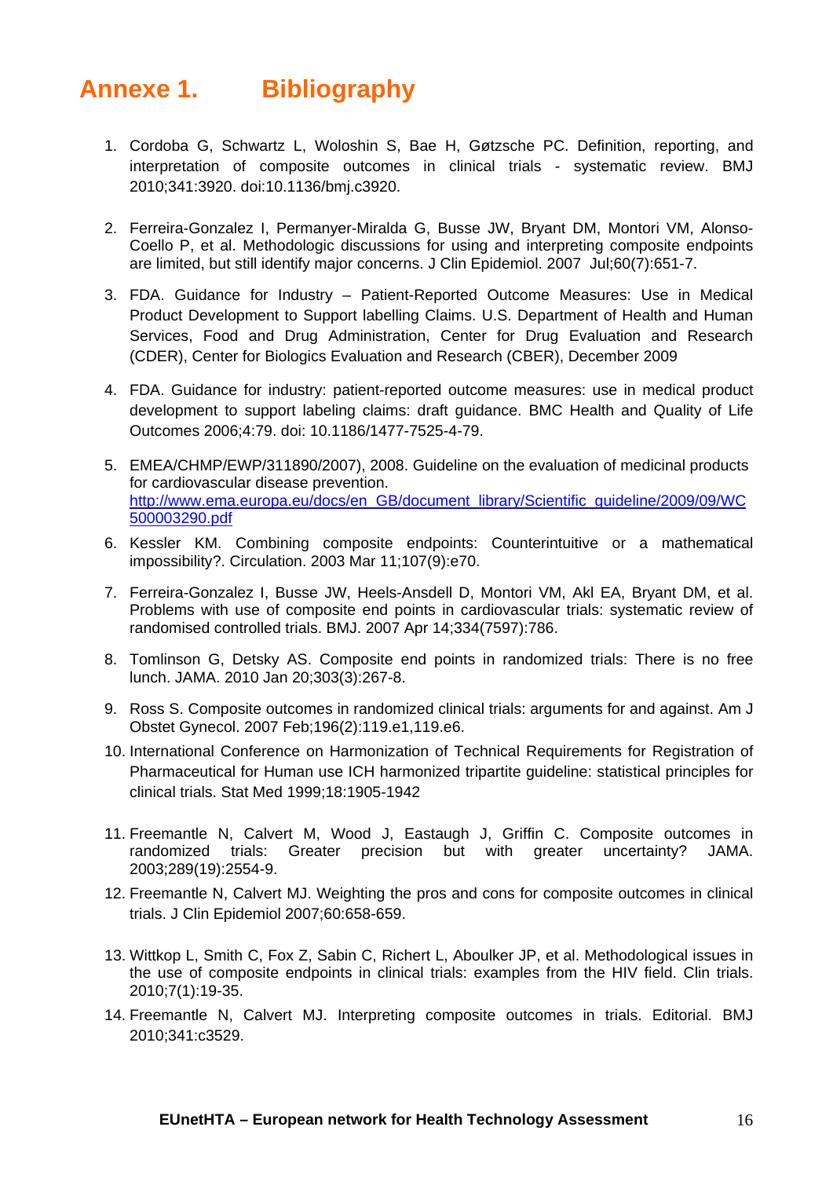# Annexe 1. Bibliography

1. Cordoba G, Schwartz L, Woloshin S, Bae H, Gøtzsche PC. Definition, reporting, and interpretation of composite outcomes in clinical trials - systematic review. BMJ 2010;341:3920. doi:10.1136/bmj.c3920.

2. Ferreira-Gonzalez I, Permanyer-Miralda G, Busse JW, Bryant DM, Montori VM, Alonso-Coello P, et al. Methodologic discussions for using and interpreting composite endpoints are limited, but still identify major concerns. J Clin Epidemiol. 2007 Jul;60(7):651-7.

3. FDA. Guidance for Industry – Patient-Reported Outcome Measures: Use in Medical Product Development to Support labelling Claims. U.S. Department of Health and Human Services, Food and Drug Administration, Center for Drug Evaluation and Research (CDER), Center for Biologics Evaluation and Research (CBER), December 2009

4. FDA. Guidance for industry: patient-reported outcome measures: use in medical product development to support labeling claims: draft guidance. BMC Health and Quality of Life Outcomes 2006;4:79. doi: 10.1186/1477-7525-4-79.

5. EMEA/CHMP/EWP/311890/2007), 2008. Guideline on the evaluation of medicinal products for cardiovascular disease prevention. http://www.ema.europa.eu/docs/en_GB/document_library/Scientific_guideline/2009/09/WC500003290.pdf

6. Kessler KM. Combining composite endpoints: Counterintuitive or a mathematical impossibility?. Circulation. 2003 Mar 11;107(9):e70.

7. Ferreira-Gonzalez I, Busse JW, Heels-Ansdell D, Montori VM, Akl EA, Bryant DM, et al. Problems with use of composite end points in cardiovascular trials: systematic review of randomised controlled trials. BMJ. 2007 Apr 14;334(7597):786.

8. Tomlinson G, Detsky AS. Composite end points in randomized trials: There is no free lunch. JAMA. 2010 Jan 20;303(3):267-8.

9. Ross S. Composite outcomes in randomized clinical trials: arguments for and against. Am J Obstet Gynecol. 2007 Feb;196(2):119.e1,119.e6.

10. International Conference on Harmonization of Technical Requirements for Registration of Pharmaceutical for Human use ICH harmonized tripartite guideline: statistical principles for clinical trials. Stat Med 1999;18:1905-1942

11. Freemantle N, Calvert M, Wood J, Eastaugh J, Griffin C. Composite outcomes in randomized trials: Greater precision but with greater uncertainty? JAMA. 2003;289(19):2554-9.

12. Freemantle N, Calvert MJ. Weighting the pros and cons for composite outcomes in clinical trials. J Clin Epidemiol 2007;60:658-659.

13. Wittkop L, Smith C, Fox Z, Sabin C, Richert L, Aboulker JP, et al. Methodological issues in the use of composite endpoints in clinical trials: examples from the HIV field. Clin trials. 2010;7(1):19-35.

14. Freemantle N, Calvert MJ. Interpreting composite outcomes in trials. Editorial. BMJ 2010;341:c3529.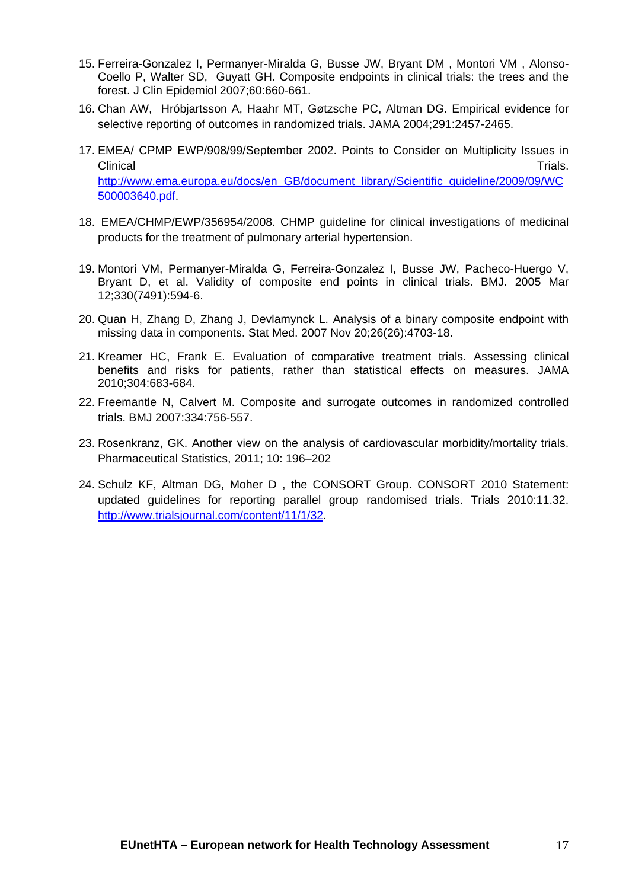15. Ferreira-Gonzalez I, Permanyer-Miralda G, Busse JW, Bryant DM , Montori VM , Alonso-Coello P, Walter SD, Guyatt GH. Composite endpoints in clinical trials: the trees and the forest. J Clin Epidemiol 2007;60:660-661.
16. Chan AW, Hróbjartsson A, Haahr MT, Gøtzsche PC, Altman DG. Empirical evidence for selective reporting of outcomes in randomized trials. JAMA 2004;291:2457-2465.
17. EMEA/ CPMP EWP/908/99/September 2002. Points to Consider on Multiplicity Issues in Clinical Trials. http://www.ema.europa.eu/docs/en_GB/document_library/Scientific_guideline/2009/09/WC500003640.pdf.
18. EMEA/CHMP/EWP/356954/2008. CHMP guideline for clinical investigations of medicinal products for the treatment of pulmonary arterial hypertension.
19. Montori VM, Permanyer-Miralda G, Ferreira-Gonzalez I, Busse JW, Pacheco-Huergo V, Bryant D, et al. Validity of composite end points in clinical trials. BMJ. 2005 Mar 12;330(7491):594-6.
20. Quan H, Zhang D, Zhang J, Devlamynck L. Analysis of a binary composite endpoint with missing data in components. Stat Med. 2007 Nov 20;26(26):4703-18.
21. Kreamer HC, Frank E. Evaluation of comparative treatment trials. Assessing clinical benefits and risks for patients, rather than statistical effects on measures. JAMA 2010;304:683-684.
22. Freemantle N, Calvert M. Composite and surrogate outcomes in randomized controlled trials. BMJ 2007:334:756-557.
23. Rosenkranz, GK. Another view on the analysis of cardiovascular morbidity/mortality trials. Pharmaceutical Statistics, 2011; 10: 196–202
24. Schulz KF, Altman DG, Moher D , the CONSORT Group. CONSORT 2010 Statement: updated guidelines for reporting parallel group randomised trials. Trials 2010:11.32. http://www.trialsjournal.com/content/11/1/32.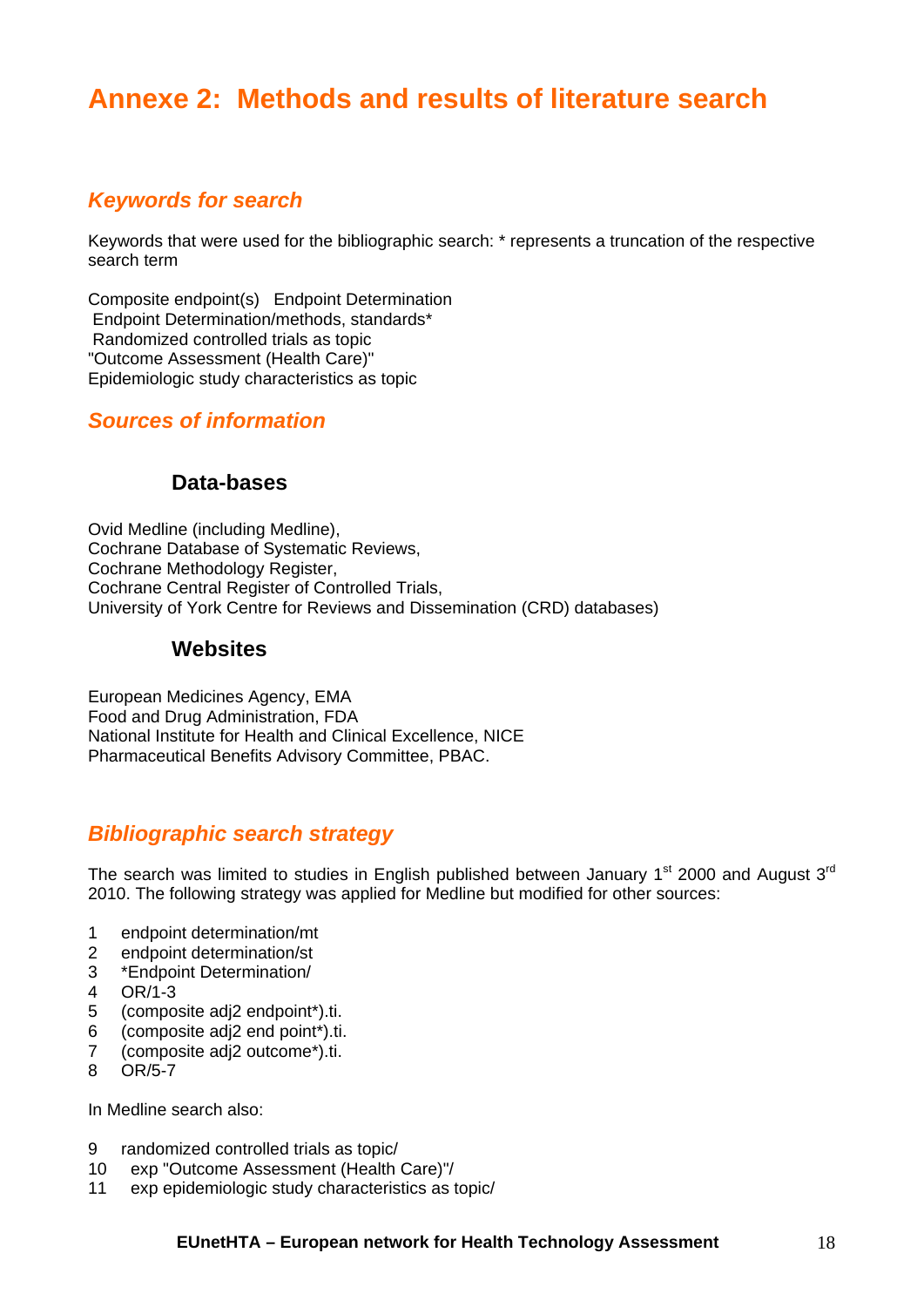# Annexe 2: Methods and results of literature search

## *Keywords for search*

Keywords that were used for the bibliographic search: * represents a truncation of the respective search term

Composite endpoint(s) Endpoint Determination
Endpoint Determination/methods, standards*
Randomized controlled trials as topic
"Outcome Assessment (Health Care)"
Epidemiologic study characteristics as topic

## *Sources of information*

### Data-bases

Ovid Medline (including Medline),
Cochrane Database of Systematic Reviews,
Cochrane Methodology Register,
Cochrane Central Register of Controlled Trials,
University of York Centre for Reviews and Dissemination (CRD) databases)

### Websites

European Medicines Agency, EMA
Food and Drug Administration, FDA
National Institute for Health and Clinical Excellence, NICE
Pharmaceutical Benefits Advisory Committee, PBAC.

## *Bibliographic search strategy*

The search was limited to studies in English published between January 1st 2000 and August 3rd 2010. The following strategy was applied for Medline but modified for other sources:

1 endpoint determination/mt
2 endpoint determination/st
3 *Endpoint Determination/
4 OR/1-3
5 (composite adj2 endpoint*).ti.
6 (composite adj2 end point*).ti.
7 (composite adj2 outcome*).ti.
8 OR/5-7

In Medline search also:

9 randomized controlled trials as topic/
10 exp "Outcome Assessment (Health Care)"/
11 exp epidemiologic study characteristics as topic/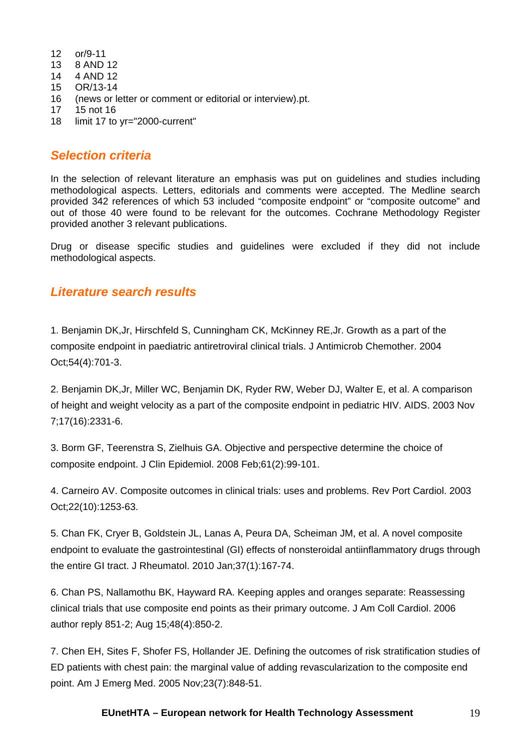12 or/9-11
13 8 AND 12
14 4 AND 12
15 OR/13-14
16 (news or letter or comment or editorial or interview).pt.
17 15 not 16
18 limit 17 to yr="2000-current"

## *Selection criteria*

In the selection of relevant literature an emphasis was put on guidelines and studies including methodological aspects. Letters, editorials and comments were accepted. The Medline search provided 342 references of which 53 included "composite endpoint" or "composite outcome" and out of those 40 were found to be relevant for the outcomes. Cochrane Methodology Register provided another 3 relevant publications.

Drug or disease specific studies and guidelines were excluded if they did not include methodological aspects.

## *Literature search results*

1. Benjamin DK,Jr, Hirschfeld S, Cunningham CK, McKinney RE,Jr. Growth as a part of the composite endpoint in paediatric antiretroviral clinical trials. J Antimicrob Chemother. 2004 Oct;54(4):701-3.

2. Benjamin DK,Jr, Miller WC, Benjamin DK, Ryder RW, Weber DJ, Walter E, et al. A comparison of height and weight velocity as a part of the composite endpoint in pediatric HIV. AIDS. 2003 Nov 7;17(16):2331-6.

3. Borm GF, Teerenstra S, Zielhuis GA. Objective and perspective determine the choice of composite endpoint. J Clin Epidemiol. 2008 Feb;61(2):99-101.

4. Carneiro AV. Composite outcomes in clinical trials: uses and problems. Rev Port Cardiol. 2003 Oct;22(10):1253-63.

5. Chan FK, Cryer B, Goldstein JL, Lanas A, Peura DA, Scheiman JM, et al. A novel composite endpoint to evaluate the gastrointestinal (GI) effects of nonsteroidal antiinflammatory drugs through the entire GI tract. J Rheumatol. 2010 Jan;37(1):167-74.

6. Chan PS, Nallamothu BK, Hayward RA. Keeping apples and oranges separate: Reassessing clinical trials that use composite end points as their primary outcome. J Am Coll Cardiol. 2006 author reply 851-2; Aug 15;48(4):850-2.

7. Chen EH, Sites F, Shofer FS, Hollander JE. Defining the outcomes of risk stratification studies of ED patients with chest pain: the marginal value of adding revascularization to the composite end point. Am J Emerg Med. 2005 Nov;23(7):848-51.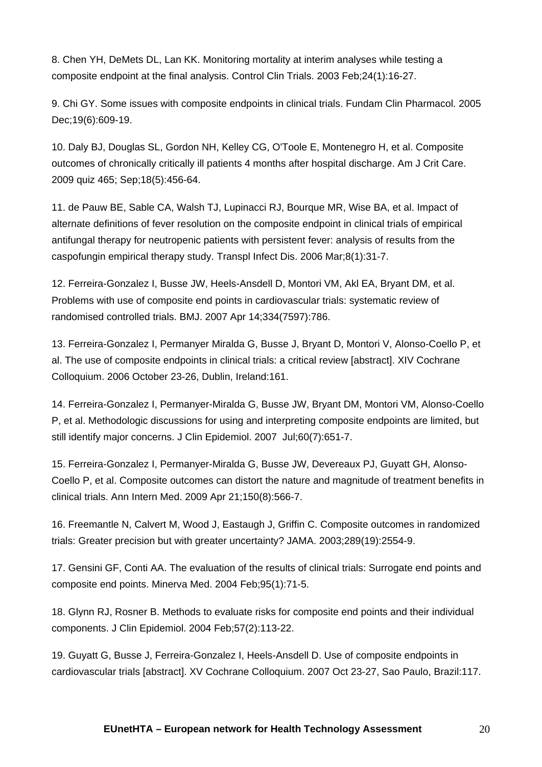8. Chen YH, DeMets DL, Lan KK. Monitoring mortality at interim analyses while testing a composite endpoint at the final analysis. Control Clin Trials. 2003 Feb;24(1):16-27.

9. Chi GY. Some issues with composite endpoints in clinical trials. Fundam Clin Pharmacol. 2005 Dec;19(6):609-19.

10. Daly BJ, Douglas SL, Gordon NH, Kelley CG, O'Toole E, Montenegro H, et al. Composite outcomes of chronically critically ill patients 4 months after hospital discharge. Am J Crit Care. 2009 quiz 465; Sep;18(5):456-64.

11. de Pauw BE, Sable CA, Walsh TJ, Lupinacci RJ, Bourque MR, Wise BA, et al. Impact of alternate definitions of fever resolution on the composite endpoint in clinical trials of empirical antifungal therapy for neutropenic patients with persistent fever: analysis of results from the caspofungin empirical therapy study. Transpl Infect Dis. 2006 Mar;8(1):31-7.

12. Ferreira-Gonzalez I, Busse JW, Heels-Ansdell D, Montori VM, Akl EA, Bryant DM, et al. Problems with use of composite end points in cardiovascular trials: systematic review of randomised controlled trials. BMJ. 2007 Apr 14;334(7597):786.

13. Ferreira-Gonzalez I, Permanyer Miralda G, Busse J, Bryant D, Montori V, Alonso-Coello P, et al. The use of composite endpoints in clinical trials: a critical review [abstract]. XIV Cochrane Colloquium. 2006 October 23-26, Dublin, Ireland:161.

14. Ferreira-Gonzalez I, Permanyer-Miralda G, Busse JW, Bryant DM, Montori VM, Alonso-Coello P, et al. Methodologic discussions for using and interpreting composite endpoints are limited, but still identify major concerns. J Clin Epidemiol. 2007 Jul;60(7):651-7.

15. Ferreira-Gonzalez I, Permanyer-Miralda G, Busse JW, Devereaux PJ, Guyatt GH, Alonso-Coello P, et al. Composite outcomes can distort the nature and magnitude of treatment benefits in clinical trials. Ann Intern Med. 2009 Apr 21;150(8):566-7.

16. Freemantle N, Calvert M, Wood J, Eastaugh J, Griffin C. Composite outcomes in randomized trials: Greater precision but with greater uncertainty? JAMA. 2003;289(19):2554-9.

17. Gensini GF, Conti AA. The evaluation of the results of clinical trials: Surrogate end points and composite end points. Minerva Med. 2004 Feb;95(1):71-5.

18. Glynn RJ, Rosner B. Methods to evaluate risks for composite end points and their individual components. J Clin Epidemiol. 2004 Feb;57(2):113-22.

19. Guyatt G, Busse J, Ferreira-Gonzalez I, Heels-Ansdell D. Use of composite endpoints in cardiovascular trials [abstract]. XV Cochrane Colloquium. 2007 Oct 23-27, Sao Paulo, Brazil:117.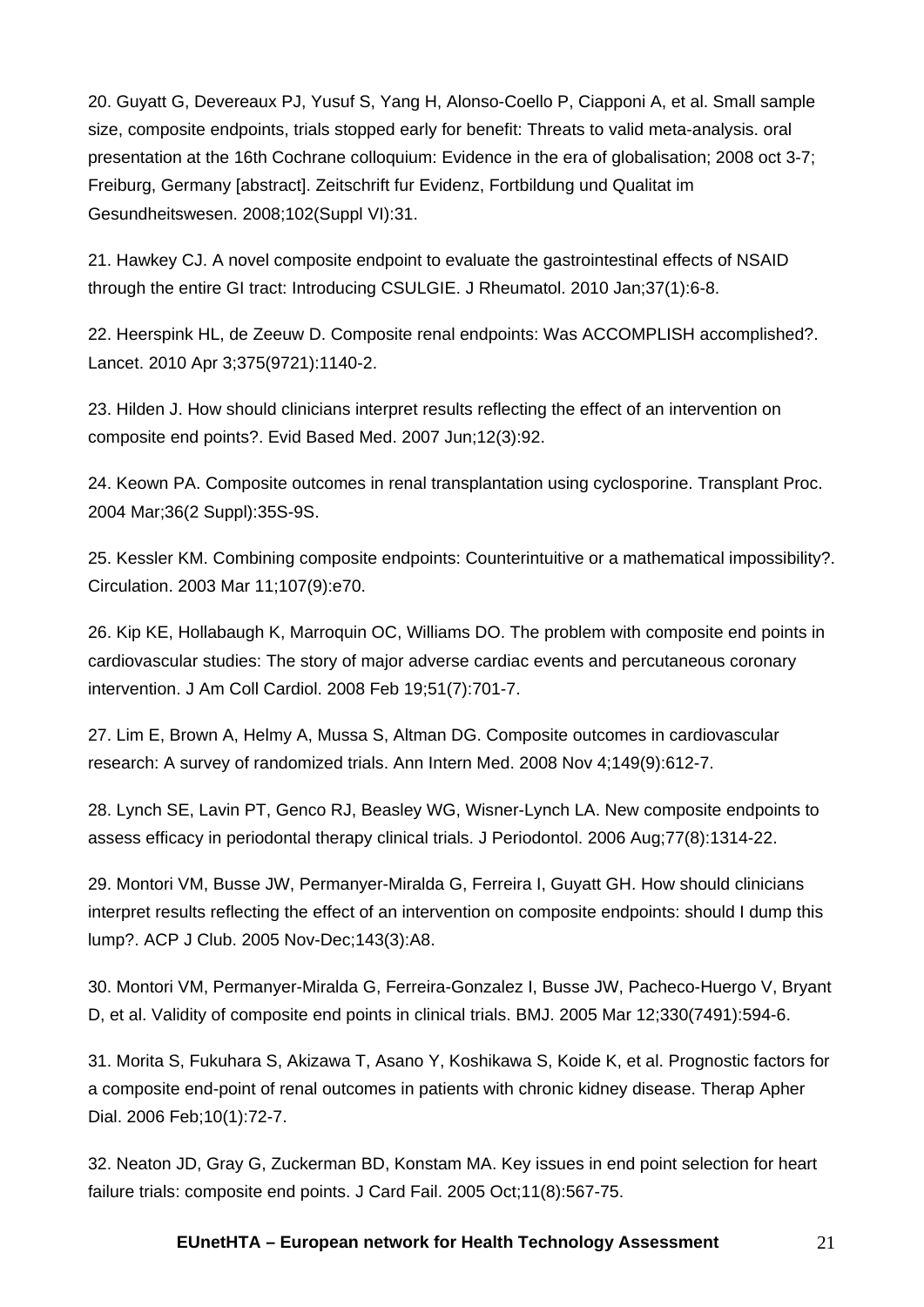20. Guyatt G, Devereaux PJ, Yusuf S, Yang H, Alonso-Coello P, Ciapponi A, et al. Small sample size, composite endpoints, trials stopped early for benefit: Threats to valid meta-analysis. oral presentation at the 16th Cochrane colloquium: Evidence in the era of globalisation; 2008 oct 3-7; Freiburg, Germany [abstract]. Zeitschrift fur Evidenz, Fortbildung und Qualitat im Gesundheitswesen. 2008;102(Suppl VI):31.

21. Hawkey CJ. A novel composite endpoint to evaluate the gastrointestinal effects of NSAID through the entire GI tract: Introducing CSULGIE. J Rheumatol. 2010 Jan;37(1):6-8.

22. Heerspink HL, de Zeeuw D. Composite renal endpoints: Was ACCOMPLISH accomplished?. Lancet. 2010 Apr 3;375(9721):1140-2.

23. Hilden J. How should clinicians interpret results reflecting the effect of an intervention on composite end points?. Evid Based Med. 2007 Jun;12(3):92.

24. Keown PA. Composite outcomes in renal transplantation using cyclosporine. Transplant Proc. 2004 Mar;36(2 Suppl):35S-9S.

25. Kessler KM. Combining composite endpoints: Counterintuitive or a mathematical impossibility?. Circulation. 2003 Mar 11;107(9):e70.

26. Kip KE, Hollabaugh K, Marroquin OC, Williams DO. The problem with composite end points in cardiovascular studies: The story of major adverse cardiac events and percutaneous coronary intervention. J Am Coll Cardiol. 2008 Feb 19;51(7):701-7.

27. Lim E, Brown A, Helmy A, Mussa S, Altman DG. Composite outcomes in cardiovascular research: A survey of randomized trials. Ann Intern Med. 2008 Nov 4;149(9):612-7.

28. Lynch SE, Lavin PT, Genco RJ, Beasley WG, Wisner-Lynch LA. New composite endpoints to assess efficacy in periodontal therapy clinical trials. J Periodontol. 2006 Aug;77(8):1314-22.

29. Montori VM, Busse JW, Permanyer-Miralda G, Ferreira I, Guyatt GH. How should clinicians interpret results reflecting the effect of an intervention on composite endpoints: should I dump this lump?. ACP J Club. 2005 Nov-Dec;143(3):A8.

30. Montori VM, Permanyer-Miralda G, Ferreira-Gonzalez I, Busse JW, Pacheco-Huergo V, Bryant D, et al. Validity of composite end points in clinical trials. BMJ. 2005 Mar 12;330(7491):594-6.

31. Morita S, Fukuhara S, Akizawa T, Asano Y, Koshikawa S, Koide K, et al. Prognostic factors for a composite end-point of renal outcomes in patients with chronic kidney disease. Therap Apher Dial. 2006 Feb;10(1):72-7.

32. Neaton JD, Gray G, Zuckerman BD, Konstam MA. Key issues in end point selection for heart failure trials: composite end points. J Card Fail. 2005 Oct;11(8):567-75.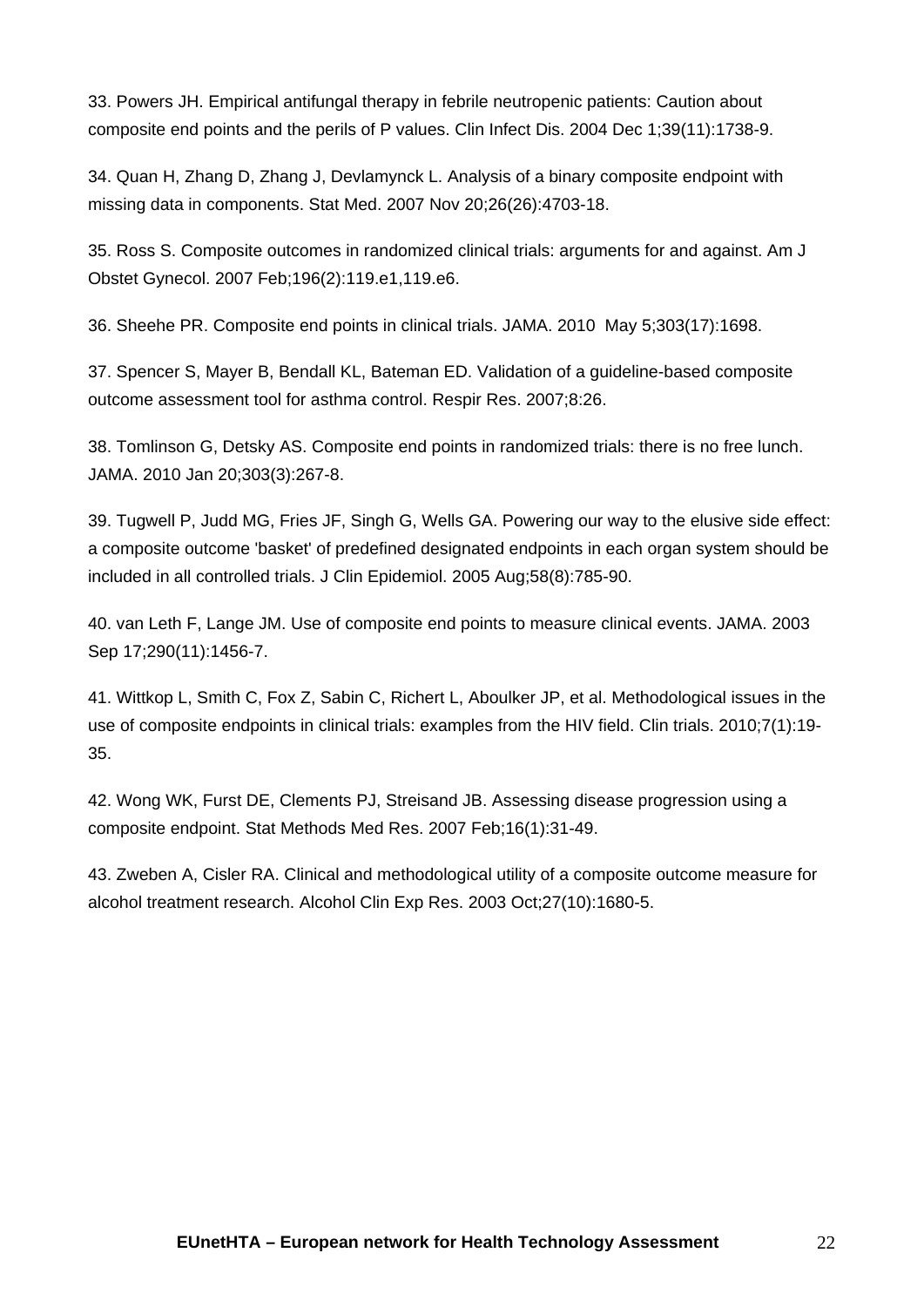33. Powers JH. Empirical antifungal therapy in febrile neutropenic patients: Caution about composite end points and the perils of P values. Clin Infect Dis. 2004 Dec 1;39(11):1738-9.

34. Quan H, Zhang D, Zhang J, Devlamynck L. Analysis of a binary composite endpoint with missing data in components. Stat Med. 2007 Nov 20;26(26):4703-18.

35. Ross S. Composite outcomes in randomized clinical trials: arguments for and against. Am J Obstet Gynecol. 2007 Feb;196(2):119.e1,119.e6.

36. Sheehe PR. Composite end points in clinical trials. JAMA. 2010 May 5;303(17):1698.

37. Spencer S, Mayer B, Bendall KL, Bateman ED. Validation of a guideline-based composite outcome assessment tool for asthma control. Respir Res. 2007;8:26.

38. Tomlinson G, Detsky AS. Composite end points in randomized trials: there is no free lunch. JAMA. 2010 Jan 20;303(3):267-8.

39. Tugwell P, Judd MG, Fries JF, Singh G, Wells GA. Powering our way to the elusive side effect: a composite outcome 'basket' of predefined designated endpoints in each organ system should be included in all controlled trials. J Clin Epidemiol. 2005 Aug;58(8):785-90.

40. van Leth F, Lange JM. Use of composite end points to measure clinical events. JAMA. 2003 Sep 17;290(11):1456-7.

41. Wittkop L, Smith C, Fox Z, Sabin C, Richert L, Aboulker JP, et al. Methodological issues in the use of composite endpoints in clinical trials: examples from the HIV field. Clin trials. 2010;7(1):19-35.

42. Wong WK, Furst DE, Clements PJ, Streisand JB. Assessing disease progression using a composite endpoint. Stat Methods Med Res. 2007 Feb;16(1):31-49.

43. Zweben A, Cisler RA. Clinical and methodological utility of a composite outcome measure for alcohol treatment research. Alcohol Clin Exp Res. 2003 Oct;27(10):1680-5.